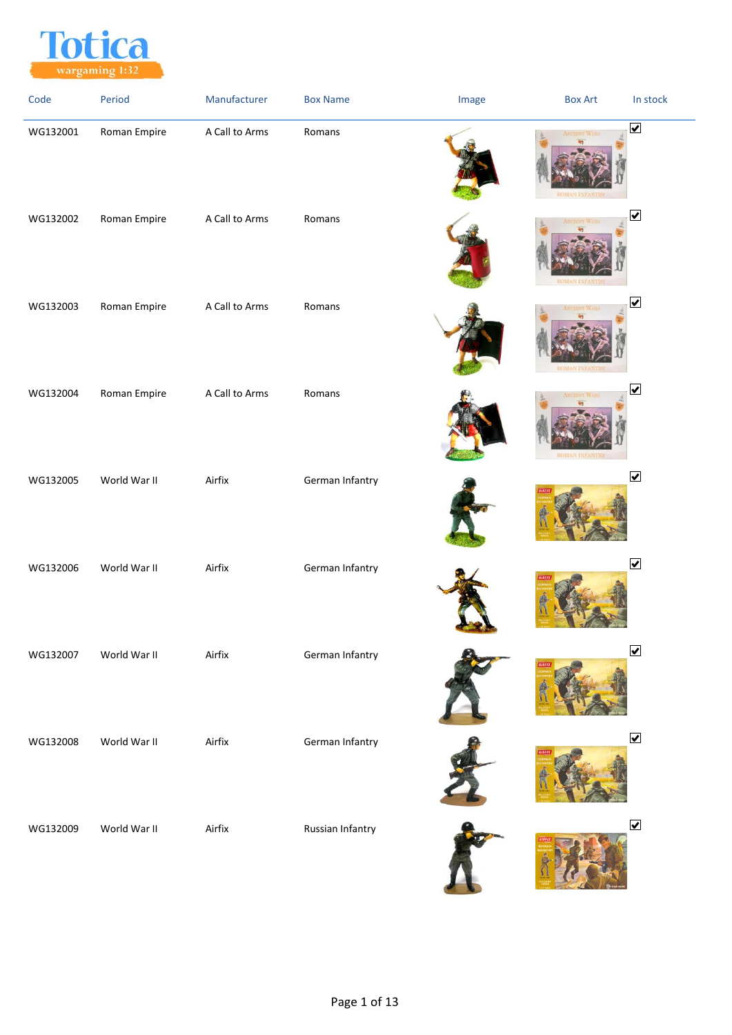Totica

wargaming 1:32

| Code | Period | Manufacturer | Box Name | Image | Box Art | In stock |
|---|---|---|---|---|---|---|
| WG132001 | Roman Empire | A Call to Arms | Romans | | | ☑ |
| WG132002 | Roman Empire | A Call to Arms | Romans | | | ☑ |
| WG132003 | Roman Empire | A Call to Arms | Romans | | | ☑ |
| WG132004 | Roman Empire | A Call to Arms | Romans | | | ☑ |
| WG132005 | World War II | Airfix | German Infantry | | | ☑ |
| WG132006 | World War II | Airfix | German Infantry | | | ☑ |
| WG132007 | World War II | Airfix | German Infantry | | | ☑ |
| WG132008 | World War II | Airfix | German Infantry | | | ☑ |
| WG132009 | World War II | Airfix | Russian Infantry | | | ☑ |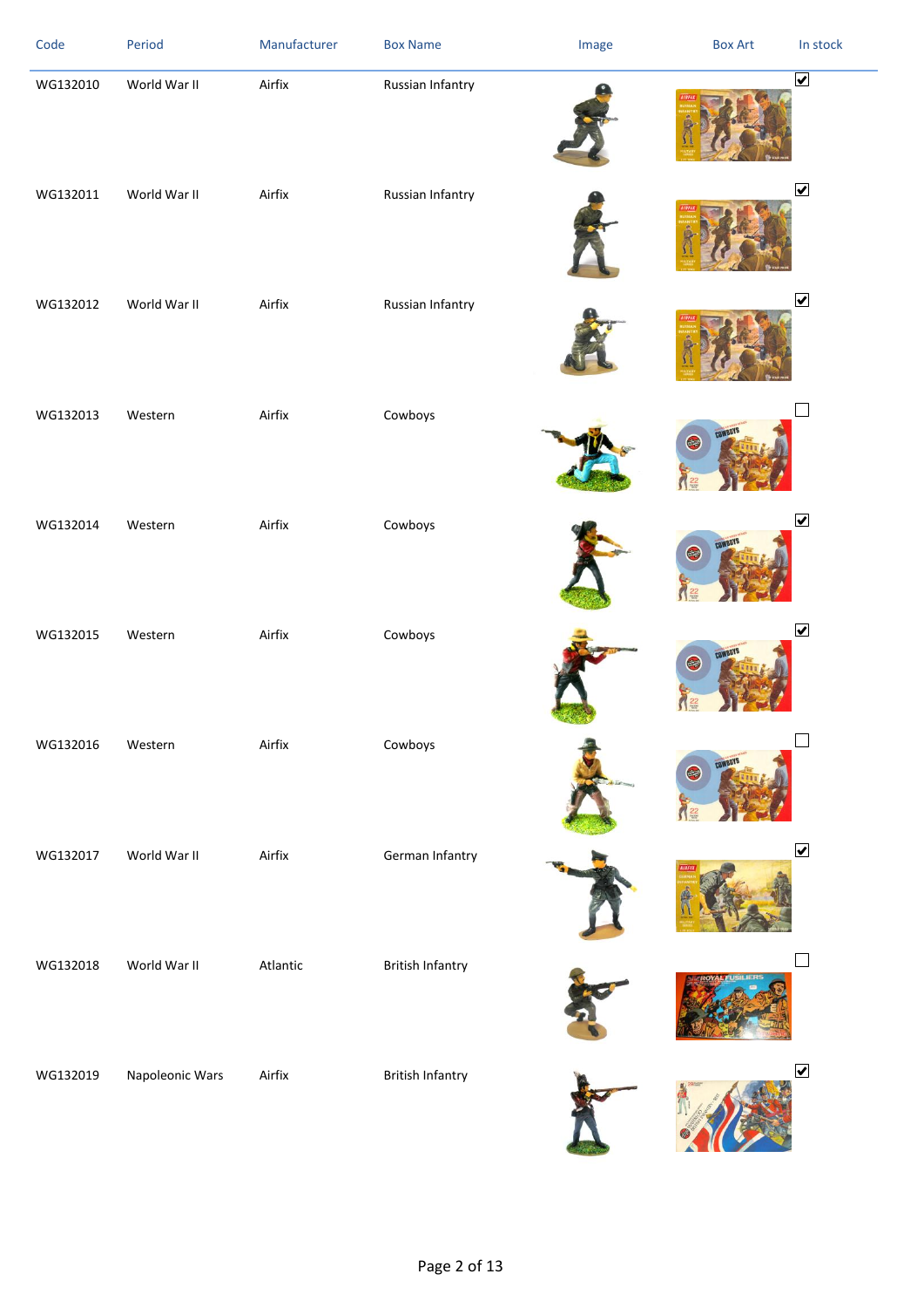| Code | Period | Manufacturer | Box Name | Image | Box Art | In stock |
|---|---|---|---|---|---|---|
| WG132010 | World War II | Airfix | Russian Infantry | | | ☑ |
| WG132011 | World War II | Airfix | Russian Infantry | | | ☑ |
| WG132012 | World War II | Airfix | Russian Infantry | | | ☑ |
| WG132013 | Western | Airfix | Cowboys | | | ☐ |
| WG132014 | Western | Airfix | Cowboys | | | ☑ |
| WG132015 | Western | Airfix | Cowboys | | | ☑ |
| WG132016 | Western | Airfix | Cowboys | | | ☐ |
| WG132017 | World War II | Airfix | German Infantry | | | ☑ |
| WG132018 | World War II | Atlantic | British Infantry | | | ☐ |
| WG132019 | Napoleonic Wars | Airfix | British Infantry | | | ☑ |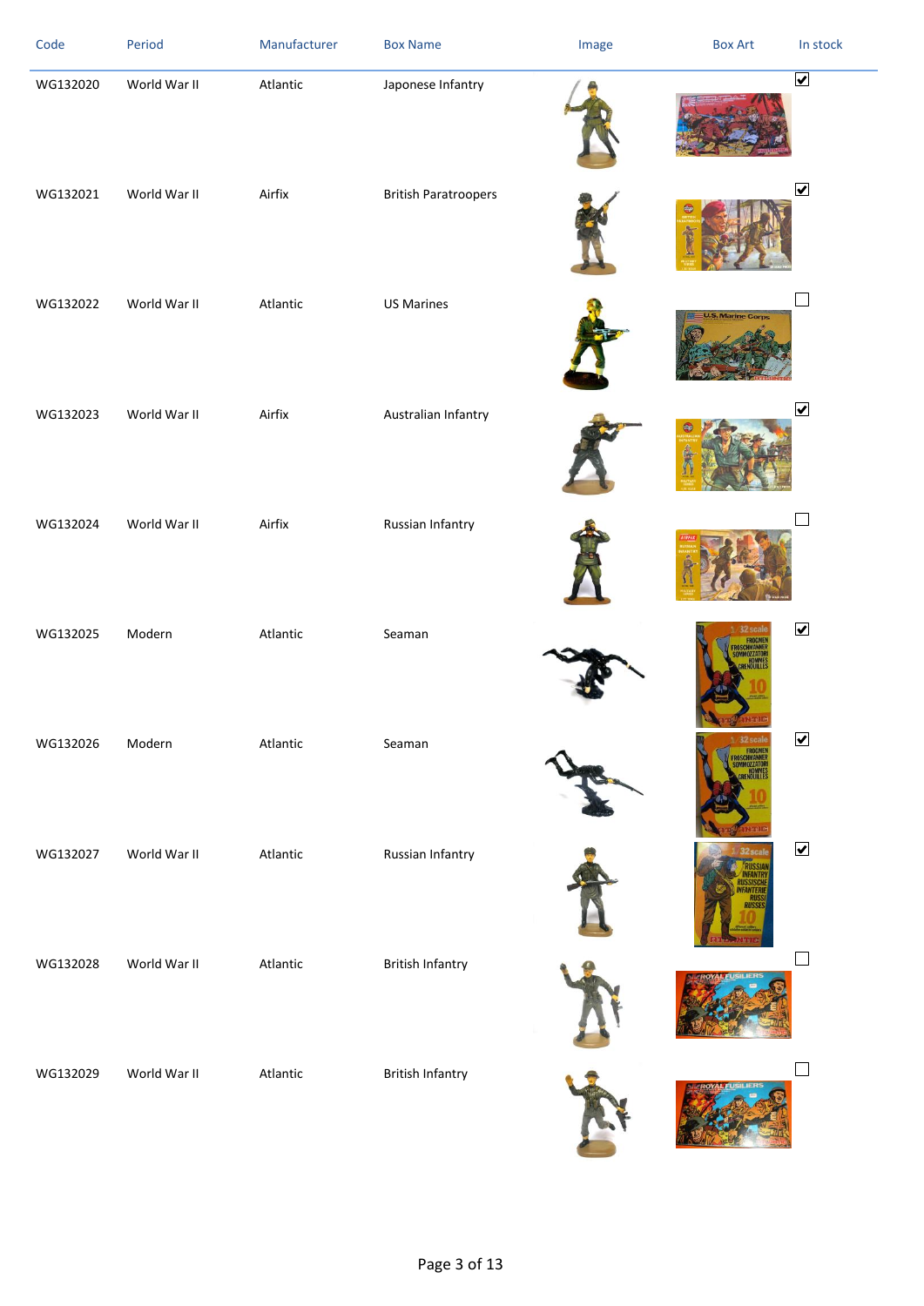| Code | Period | Manufacturer | Box Name | Image | Box Art | In stock |
|---|---|---|---|---|---|---|
| WG132020 | World War II | Atlantic | Japonese Infantry | | | ☑ |
| WG132021 | World War II | Airfix | British Paratroopers | | | ☑ |
| WG132022 | World War II | Atlantic | US Marines | | | ☐ |
| WG132023 | World War II | Airfix | Australian Infantry | | | ☑ |
| WG132024 | World War II | Airfix | Russian Infantry | | | ☐ |
| WG132025 | Modern | Atlantic | Seaman | | | ☑ |
| WG132026 | Modern | Atlantic | Seaman | | | ☑ |
| WG132027 | World War II | Atlantic | Russian Infantry | | | ☑ |
| WG132028 | World War II | Atlantic | British Infantry | | | ☐ |
| WG132029 | World War II | Atlantic | British Infantry | | | ☐ |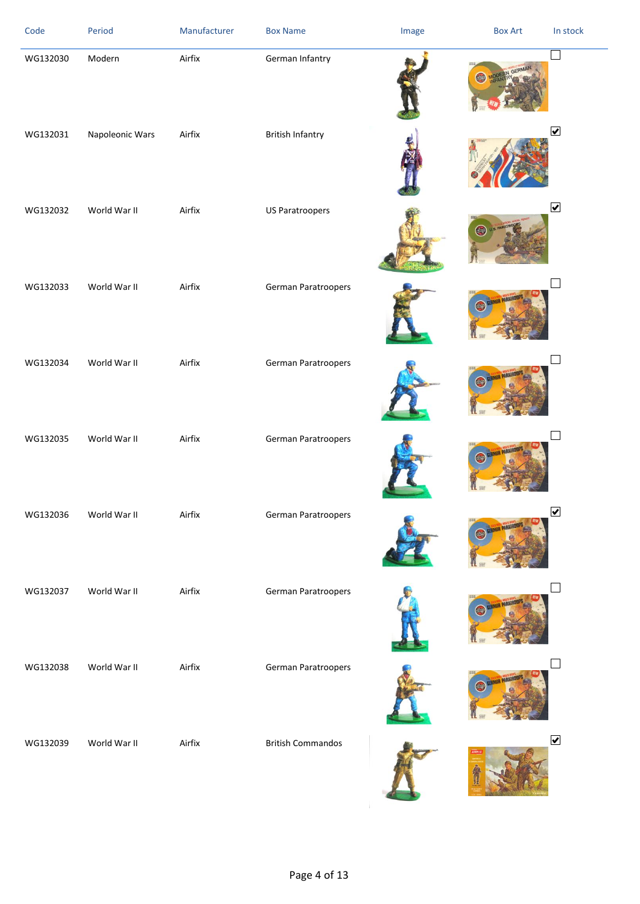| Code | Period | Manufacturer | Box Name | Image | Box Art | In stock |
| --- | --- | --- | --- | --- | --- | --- |
| WG132030 | Modern | Airfix | German Infantry | | | ☐ |
| WG132031 | Napoleonic Wars | Airfix | British Infantry | | | ☑ |
| WG132032 | World War II | Airfix | US Paratroopers | | | ☑ |
| WG132033 | World War II | Airfix | German Paratroopers | | | ☐ |
| WG132034 | World War II | Airfix | German Paratroopers | | | ☐ |
| WG132035 | World War II | Airfix | German Paratroopers | | | ☐ |
| WG132036 | World War II | Airfix | German Paratroopers | | | ☑ |
| WG132037 | World War II | Airfix | German Paratroopers | | | ☐ |
| WG132038 | World War II | Airfix | German Paratroopers | | | ☐ |
| WG132039 | World War II | Airfix | British Commandos | | | ☑ |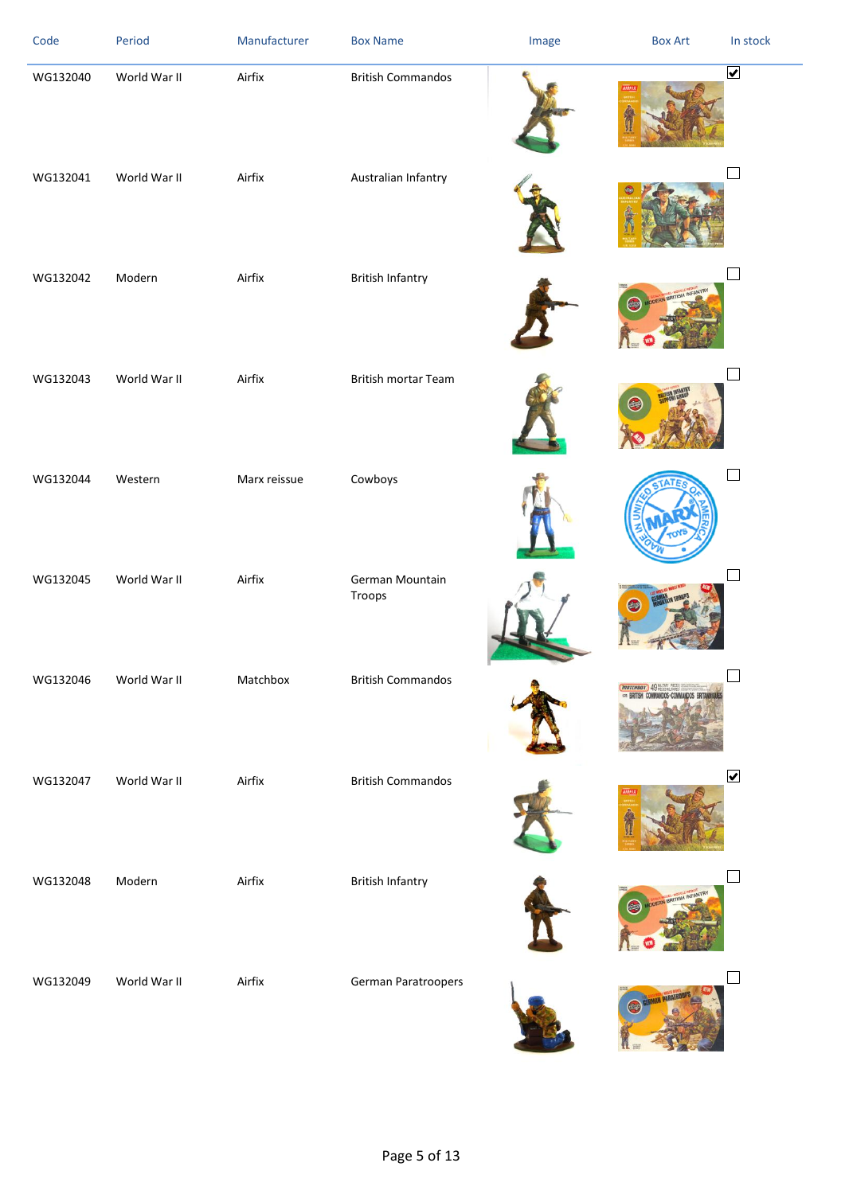| Code | Period | Manufacturer | Box Name | Image | Box Art | In stock |
|---|---|---|---|---|---|---|
| WG132040 | World War II | Airfix | British Commandos | | | ☑ |
| WG132041 | World War II | Airfix | Australian Infantry | | | ☐ |
| WG132042 | Modern | Airfix | British Infantry | | | ☐ |
| WG132043 | World War II | Airfix | British mortar Team | | | ☐ |
| WG132044 | Western | Marx reissue | Cowboys | | | ☐ |
| WG132045 | World War II | Airfix | German Mountain Troops | | | ☐ |
| WG132046 | World War II | Matchbox | British Commandos | | | ☐ |
| WG132047 | World War II | Airfix | British Commandos | | | ☑ |
| WG132048 | Modern | Airfix | British Infantry | | | ☐ |
| WG132049 | World War II | Airfix | German Paratroopers | | | ☐ |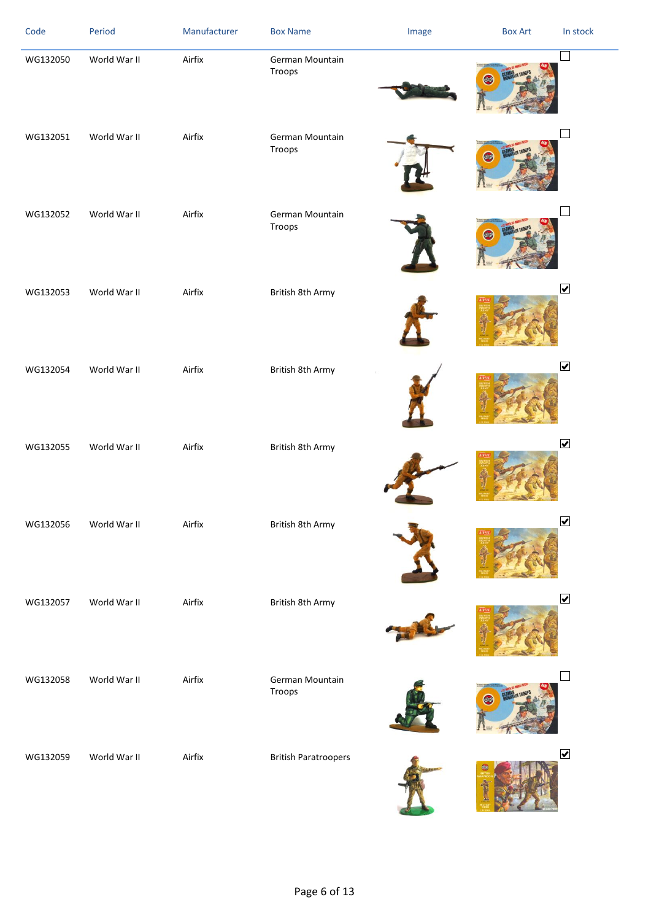| Code | Period | Manufacturer | Box Name | Image | Box Art | In stock |
|---|---|---|---|---|---|---|
| WG132050 | World War II | Airfix | German Mountain Troops | | | ☐ |
| WG132051 | World War II | Airfix | German Mountain Troops | | | ☐ |
| WG132052 | World War II | Airfix | German Mountain Troops | | | ☐ |
| WG132053 | World War II | Airfix | British 8th Army | | | ☑ |
| WG132054 | World War II | Airfix | British 8th Army | | | ☑ |
| WG132055 | World War II | Airfix | British 8th Army | | | ☑ |
| WG132056 | World War II | Airfix | British 8th Army | | | ☑ |
| WG132057 | World War II | Airfix | British 8th Army | | | ☑ |
| WG132058 | World War II | Airfix | German Mountain Troops | | | ☐ |
| WG132059 | World War II | Airfix | British Paratroopers | | | ☑ |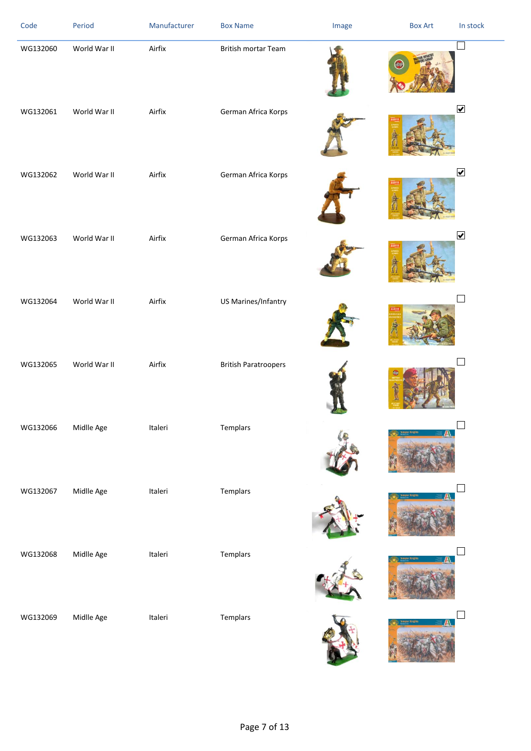| Code | Period | Manufacturer | Box Name | Image | Box Art | In stock |
|---|---|---|---|---|---|---|
| WG132060 | World War II | Airfix | British mortar Team | | | ☐ |
| WG132061 | World War II | Airfix | German Africa Korps | | | ☑ |
| WG132062 | World War II | Airfix | German Africa Korps | | | ☑ |
| WG132063 | World War II | Airfix | German Africa Korps | | | ☑ |
| WG132064 | World War II | Airfix | US Marines/Infantry | | | ☐ |
| WG132065 | World War II | Airfix | British Paratroopers | | | ☐ |
| WG132066 | Midlle Age | Italeri | Templars | | | ☐ |
| WG132067 | Midlle Age | Italeri | Templars | | | ☐ |
| WG132068 | Midlle Age | Italeri | Templars | | | ☐ |
| WG132069 | Midlle Age | Italeri | Templars | | | ☐ |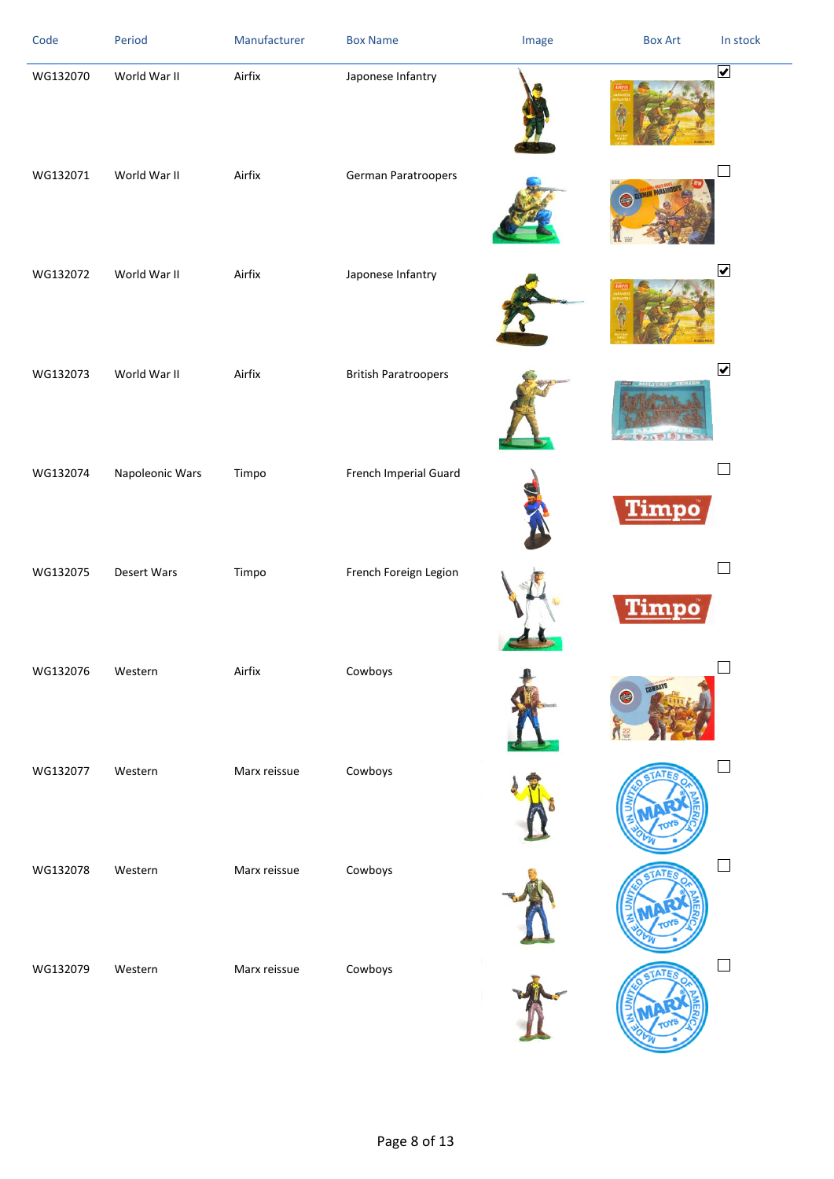| Code | Period | Manufacturer | Box Name | Image | Box Art | In stock |
|---|---|---|---|---|---|---|
| WG132070 | World War II | Airfix | Japonese Infantry | | | ☑ |
| WG132071 | World War II | Airfix | German Paratroopers | | | ☐ |
| WG132072 | World War II | Airfix | Japonese Infantry | | | ☑ |
| WG132073 | World War II | Airfix | British Paratroopers | | | ☑ |
| WG132074 | Napoleonic Wars | Timpo | French Imperial Guard | | | ☐ |
| WG132075 | Desert Wars | Timpo | French Foreign Legion | | | ☐ |
| WG132076 | Western | Airfix | Cowboys | | | ☐ |
| WG132077 | Western | Marx reissue | Cowboys | | | ☐ |
| WG132078 | Western | Marx reissue | Cowboys | | | ☐ |
| WG132079 | Western | Marx reissue | Cowboys | | | ☐ |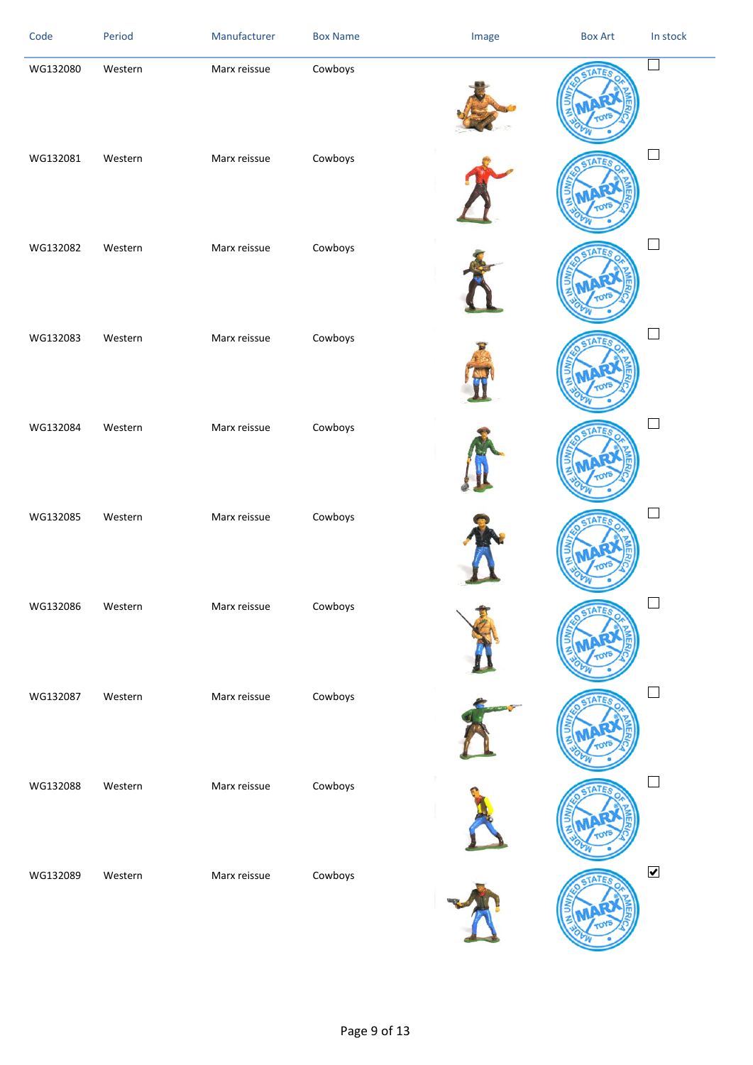| Code | Period | Manufacturer | Box Name | Image | Box Art | In stock |
|---|---|---|---|---|---|---|
| WG132080 | Western | Marx reissue | Cowboys | | | ☐ |
| WG132081 | Western | Marx reissue | Cowboys | | | ☐ |
| WG132082 | Western | Marx reissue | Cowboys | | | ☐ |
| WG132083 | Western | Marx reissue | Cowboys | | | ☐ |
| WG132084 | Western | Marx reissue | Cowboys | | | ☐ |
| WG132085 | Western | Marx reissue | Cowboys | | | ☐ |
| WG132086 | Western | Marx reissue | Cowboys | | | ☐ |
| WG132087 | Western | Marx reissue | Cowboys | | | ☐ |
| WG132088 | Western | Marx reissue | Cowboys | | | ☐ |
| WG132089 | Western | Marx reissue | Cowboys | | | ☑ |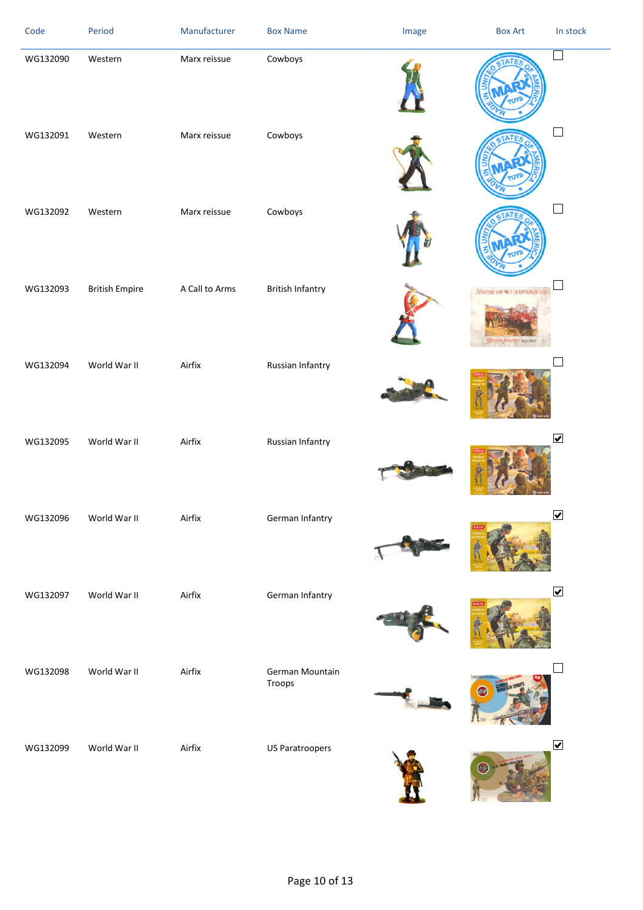| Code | Period | Manufacturer | Box Name | Image | Box Art | In stock |
|---|---|---|---|---|---|---|
| WG132090 | Western | Marx reissue | Cowboys | | | ☐ |
| WG132091 | Western | Marx reissue | Cowboys | | | ☐ |
| WG132092 | Western | Marx reissue | Cowboys | | | ☐ |
| WG132093 | British Empire | A Call to Arms | British Infantry | | | ☐ |
| WG132094 | World War II | Airfix | Russian Infantry | | | ☐ |
| WG132095 | World War II | Airfix | Russian Infantry | | | ☑ |
| WG132096 | World War II | Airfix | German Infantry | | | ☑ |
| WG132097 | World War II | Airfix | German Infantry | | | ☑ |
| WG132098 | World War II | Airfix | German Mountain Troops | | | ☐ |
| WG132099 | World War II | Airfix | US Paratroopers | | | ☑ |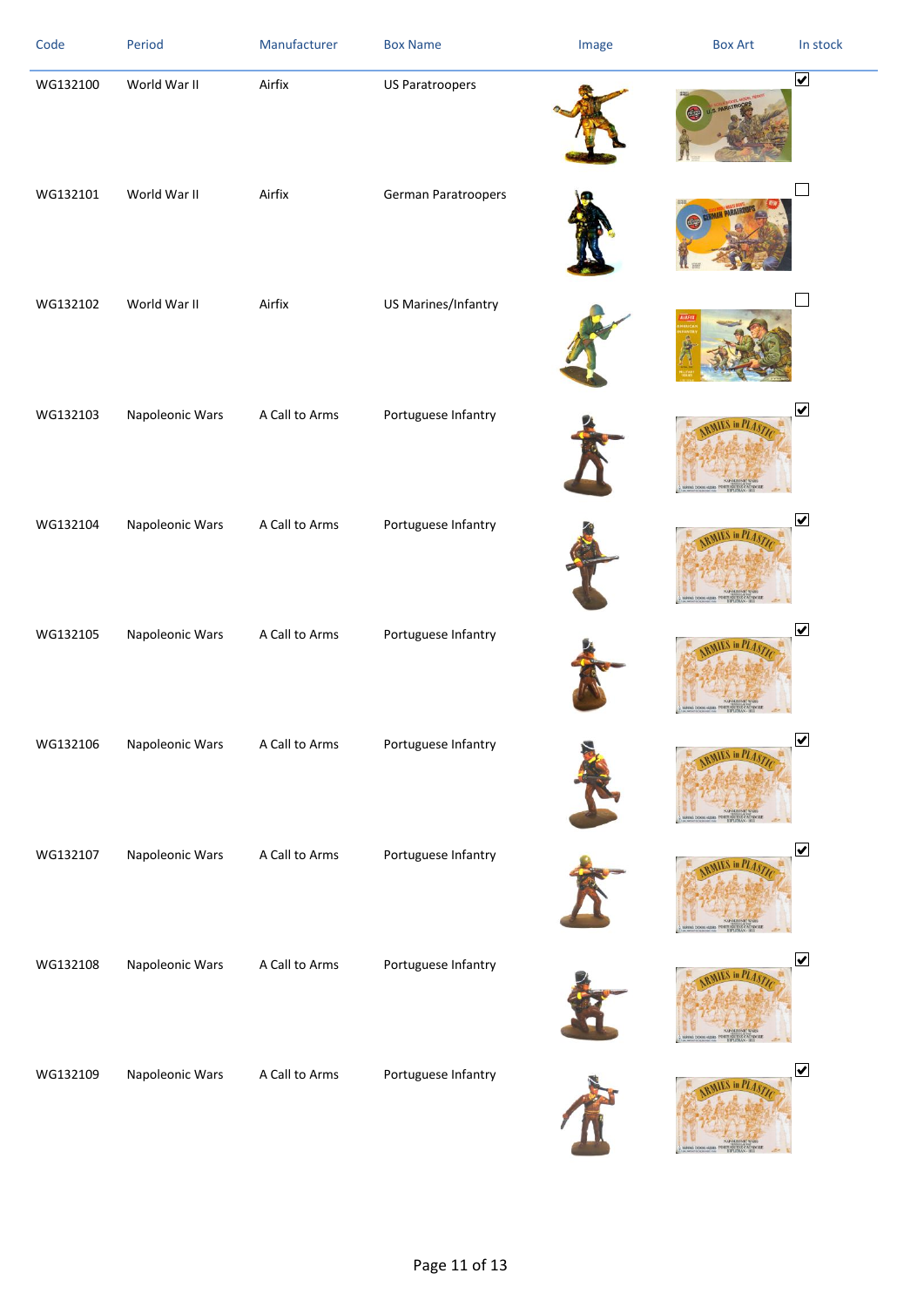| Code | Period | Manufacturer | Box Name | Image | Box Art | In stock |
|---|---|---|---|---|---|---|
| WG132100 | World War II | Airfix | US Paratroopers | | | ☑ |
| WG132101 | World War II | Airfix | German Paratroopers | | | ☐ |
| WG132102 | World War II | Airfix | US Marines/Infantry | | | ☐ |
| WG132103 | Napoleonic Wars | A Call to Arms | Portuguese Infantry | | | ☑ |
| WG132104 | Napoleonic Wars | A Call to Arms | Portuguese Infantry | | | ☑ |
| WG132105 | Napoleonic Wars | A Call to Arms | Portuguese Infantry | | | ☑ |
| WG132106 | Napoleonic Wars | A Call to Arms | Portuguese Infantry | | | ☑ |
| WG132107 | Napoleonic Wars | A Call to Arms | Portuguese Infantry | | | ☑ |
| WG132108 | Napoleonic Wars | A Call to Arms | Portuguese Infantry | | | ☑ |
| WG132109 | Napoleonic Wars | A Call to Arms | Portuguese Infantry | | | ☑ |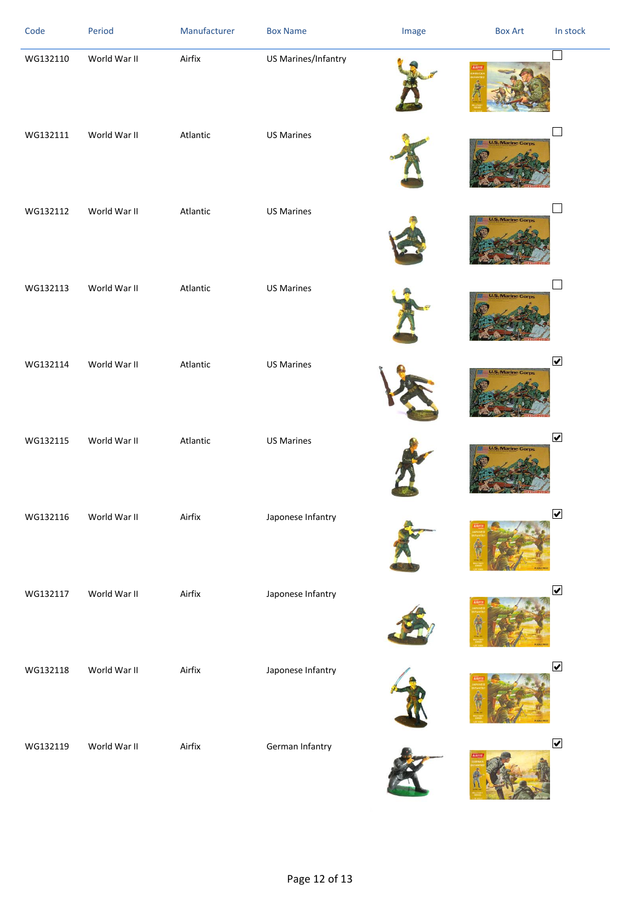| Code | Period | Manufacturer | Box Name | Image | Box Art | In stock |
|---|---|---|---|---|---|---|
| WG132110 | World War II | Airfix | US Marines/Infantry | | | ☐ |
| WG132111 | World War II | Atlantic | US Marines | | | ☐ |
| WG132112 | World War II | Atlantic | US Marines | | | ☐ |
| WG132113 | World War II | Atlantic | US Marines | | | ☐ |
| WG132114 | World War II | Atlantic | US Marines | | | ☑ |
| WG132115 | World War II | Atlantic | US Marines | | | ☑ |
| WG132116 | World War II | Airfix | Japanese Infantry | | | ☑ |
| WG132117 | World War II | Airfix | Japanese Infantry | | | ☑ |
| WG132118 | World War II | Airfix | Japanese Infantry | | | ☑ |
| WG132119 | World War II | Airfix | German Infantry | | | ☑ |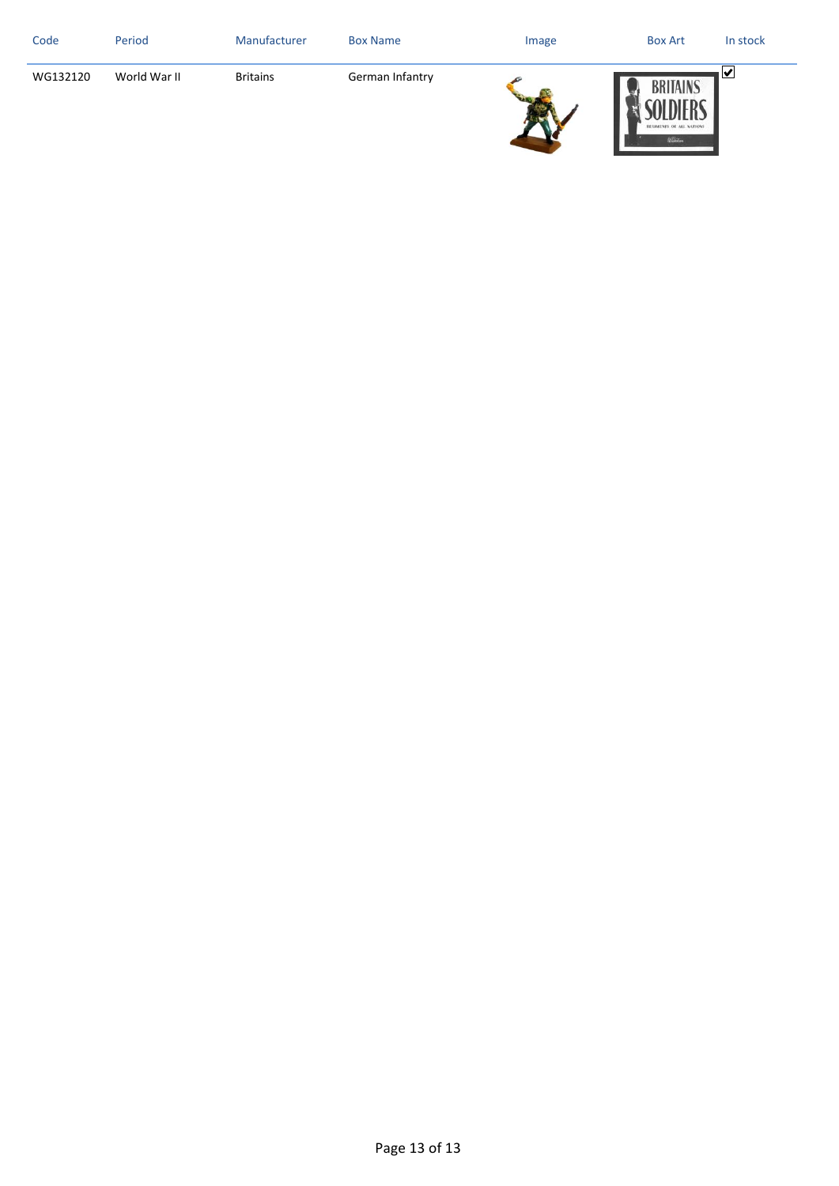| Code | Period | Manufacturer | Box Name | Image | Box Art | In stock |
|---|---|---|---|---|---|---|
| WG132120 | World War II | Britains | German Infantry | | | ✔ |